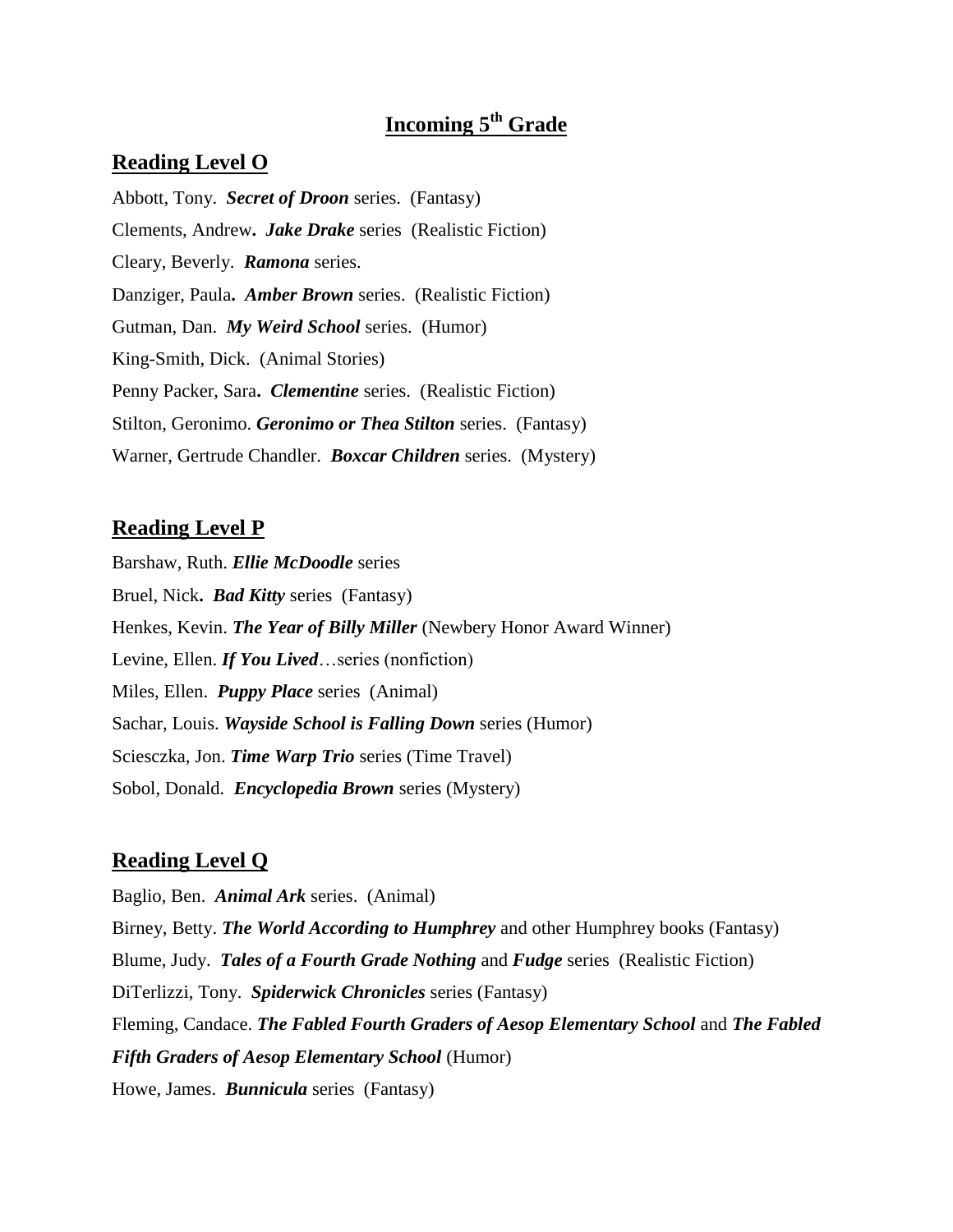# Incoming 5th Grade

## Reading Level O

Abbott, Tony. ***Secret of Droon*** series. (Fantasy)

Clements, Andrew**.** ***Jake Drake*** series (Realistic Fiction)

Cleary, Beverly. ***Ramona*** series.

Danziger, Paula**.** ***Amber Brown*** series. (Realistic Fiction)

Gutman, Dan. ***My Weird School*** series. (Humor)

King-Smith, Dick. (Animal Stories)

Penny Packer, Sara**.** ***Clementine*** series. (Realistic Fiction)

Stilton, Geronimo. ***Geronimo or Thea Stilton*** series. (Fantasy)

Warner, Gertrude Chandler. ***Boxcar Children*** series. (Mystery)

## Reading Level P

Barshaw, Ruth. ***Ellie McDoodle*** series

Bruel, Nick**.** ***Bad Kitty*** series (Fantasy)

Henkes, Kevin. ***The Year of Billy Miller*** (Newbery Honor Award Winner)

Levine, Ellen. ***If You Lived***…series (nonfiction)

Miles, Ellen. ***Puppy Place*** series (Animal)

Sachar, Louis. ***Wayside School is Falling Down*** series (Humor)

Sciesczka, Jon. ***Time Warp Trio*** series (Time Travel)

Sobol, Donald. ***Encyclopedia Brown*** series (Mystery)

## Reading Level Q

Baglio, Ben. ***Animal Ark*** series. (Animal)

Birney, Betty. ***The World According to Humphrey*** and other Humphrey books (Fantasy)

Blume, Judy. ***Tales of a Fourth Grade Nothing*** and ***Fudge*** series (Realistic Fiction)

DiTerlizzi, Tony. ***Spiderwick Chronicles*** series (Fantasy)

Fleming, Candace. ***The Fabled Fourth Graders of Aesop Elementary School*** and ***The Fabled Fifth Graders of Aesop Elementary School*** (Humor)

Howe, James. ***Bunnicula*** series (Fantasy)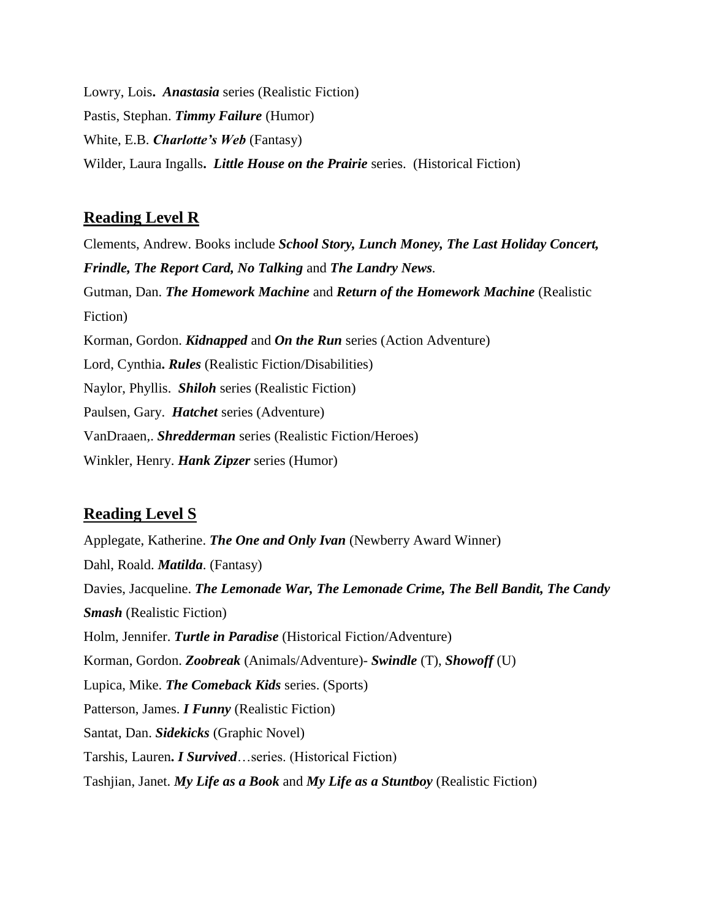Lowry, Lois**.** ***Anastasia*** series (Realistic Fiction)

Pastis, Stephan. ***Timmy Failure*** (Humor)

White, E.B. ***Charlotte's Web*** (Fantasy)

Wilder, Laura Ingalls**.** ***Little House on the Prairie*** series. (Historical Fiction)

## Reading Level R

Clements, Andrew. Books include ***School Story, Lunch Money, The Last Holiday Concert, Frindle, The Report Card, No Talking*** and ***The Landry News***.

Gutman, Dan. ***The Homework Machine*** and ***Return of the Homework Machine*** (Realistic Fiction)

Korman, Gordon. ***Kidnapped*** and ***On the Run*** series (Action Adventure)

Lord, Cynthia**. *Rules*** (Realistic Fiction/Disabilities)

Naylor, Phyllis. ***Shiloh*** series (Realistic Fiction)

Paulsen, Gary. ***Hatchet*** series (Adventure)

VanDraaen,. ***Shredderman*** series (Realistic Fiction/Heroes)

Winkler, Henry. ***Hank Zipzer*** series (Humor)

## Reading Level S

Applegate, Katherine. ***The One and Only Ivan*** (Newberry Award Winner)

Dahl, Roald. ***Matilda***. (Fantasy)

Davies, Jacqueline. ***The Lemonade War, The Lemonade Crime, The Bell Bandit, The Candy Smash*** (Realistic Fiction)

Holm, Jennifer. ***Turtle in Paradise*** (Historical Fiction/Adventure)

Korman, Gordon. ***Zoobreak*** (Animals/Adventure)- ***Swindle*** (T), ***Showoff*** (U)

Lupica, Mike. ***The Comeback Kids*** series. (Sports)

Patterson, James. ***I Funny*** (Realistic Fiction)

Santat, Dan. ***Sidekicks*** (Graphic Novel)

Tarshis, Lauren**. *I Survived***…series. (Historical Fiction)

Tashjian, Janet. ***My Life as a Book*** and ***My Life as a Stuntboy*** (Realistic Fiction)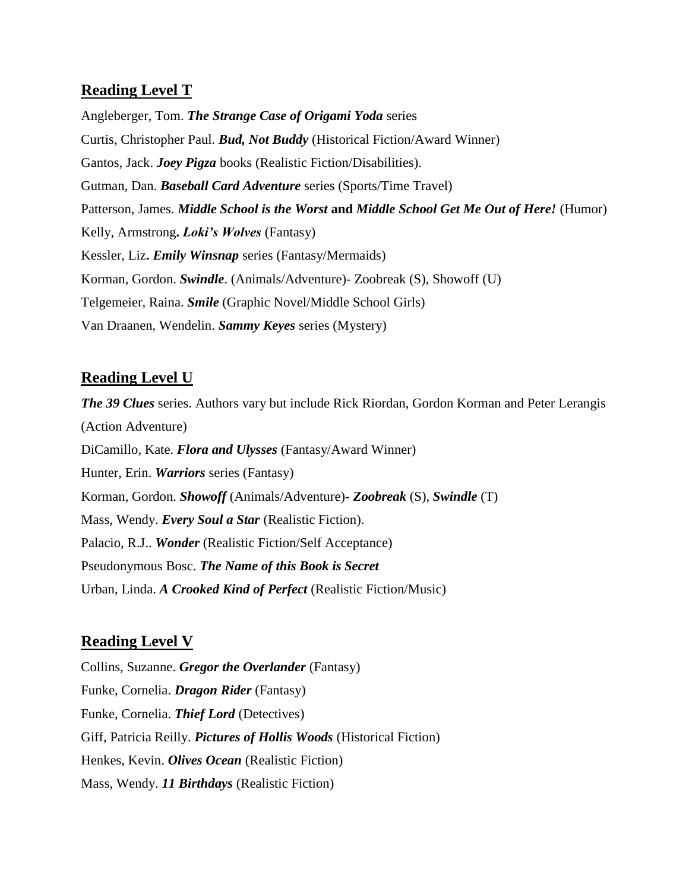## Reading Level T

Angleberger, Tom. ***The Strange Case of Origami Yoda*** series

Curtis, Christopher Paul. ***Bud, Not Buddy*** (Historical Fiction/Award Winner)

Gantos, Jack. ***Joey Pigza*** books (Realistic Fiction/Disabilities).

Gutman, Dan. ***Baseball Card Adventure*** series (Sports/Time Travel)

Patterson, James. ***Middle School is the Worst* and *Middle School Get Me Out of Here!*** (Humor)

Kelly, Armstrong**. *Loki's Wolves*** (Fantasy)

Kessler, Liz**. *Emily Winsnap*** series (Fantasy/Mermaids)

Korman, Gordon. ***Swindle***. (Animals/Adventure)- Zoobreak (S), Showoff (U)

Telgemeier, Raina. ***Smile*** (Graphic Novel/Middle School Girls)

Van Draanen, Wendelin. ***Sammy Keyes*** series (Mystery)

## Reading Level U

***The 39 Clues*** series. Authors vary but include Rick Riordan, Gordon Korman and Peter Lerangis (Action Adventure)

DiCamillo, Kate. ***Flora and Ulysses*** (Fantasy/Award Winner)

Hunter, Erin. ***Warriors*** series (Fantasy)

Korman, Gordon. ***Showoff*** (Animals/Adventure)- ***Zoobreak*** (S), ***Swindle*** (T)

Mass, Wendy. ***Every Soul a Star*** (Realistic Fiction).

Palacio, R.J.. ***Wonder*** (Realistic Fiction/Self Acceptance)

Pseudonymous Bosc. ***The Name of this Book is Secret***

Urban, Linda. ***A Crooked Kind of Perfect*** (Realistic Fiction/Music)

## Reading Level V

Collins, Suzanne. ***Gregor the Overlander*** (Fantasy)

Funke, Cornelia. ***Dragon Rider*** (Fantasy)

Funke, Cornelia. ***Thief Lord*** (Detectives)

Giff, Patricia Reilly. ***Pictures of Hollis Woods*** (Historical Fiction)

Henkes, Kevin. ***Olives Ocean*** (Realistic Fiction)

Mass, Wendy. ***11 Birthdays*** (Realistic Fiction)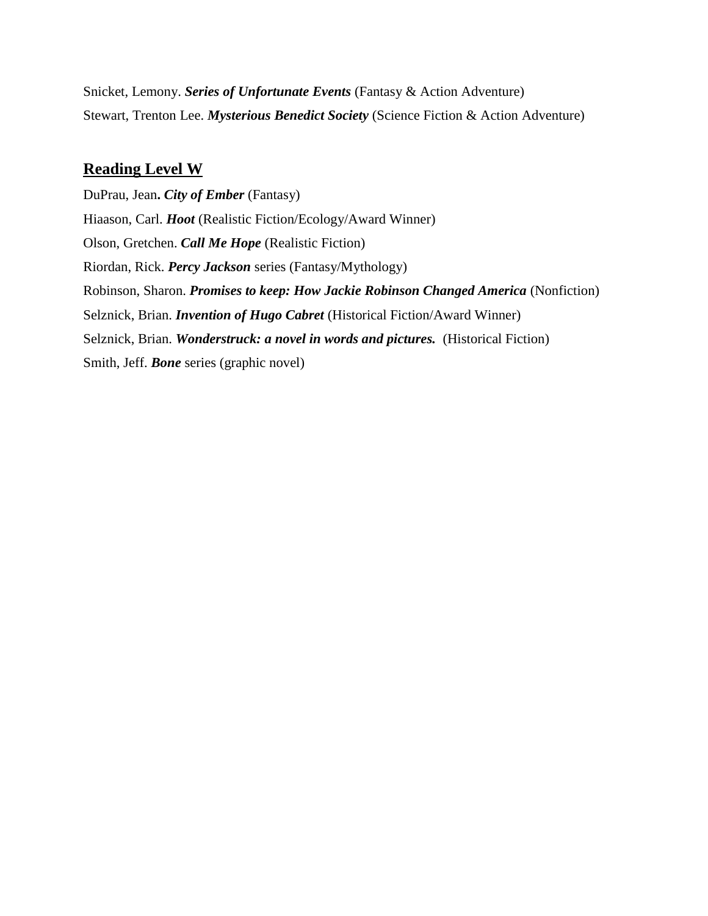Snicket, Lemony. ***Series of Unfortunate Events*** (Fantasy & Action Adventure)
Stewart, Trenton Lee. ***Mysterious Benedict Society*** (Science Fiction & Action Adventure)

## Reading Level W

DuPrau, Jean**.** ***City of Ember*** (Fantasy)
Hiaason, Carl. ***Hoot*** (Realistic Fiction/Ecology/Award Winner)
Olson, Gretchen. ***Call Me Hope*** (Realistic Fiction)
Riordan, Rick. ***Percy Jackson*** series (Fantasy/Mythology)
Robinson, Sharon. ***Promises to keep: How Jackie Robinson Changed America*** (Nonfiction)
Selznick, Brian. ***Invention of Hugo Cabret*** (Historical Fiction/Award Winner)
Selznick, Brian. ***Wonderstruck: a novel in words and pictures.*** (Historical Fiction)
Smith, Jeff. ***Bone*** series (graphic novel)